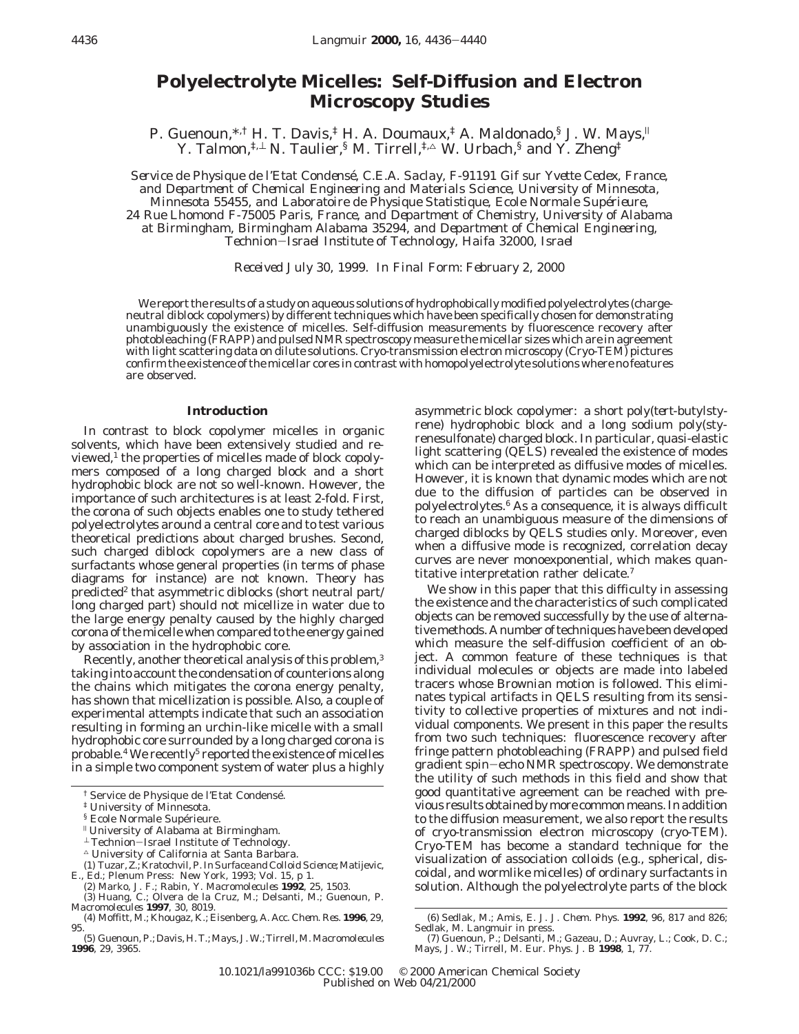# Polyelectrolyte Micelles: Self-Diffusion and Electron Microscopy Studies

P. Guenoun,*,† H. T. Davis,‡ H. A. Doumaux,‡ A. Maldonado,§ J. W. Mays,∥ Y. Talmon,‡,⊥ N. Taulier,§ M. Tirrell,‡,△ W. Urbach,§ and Y. Zheng‡

*Service de Physique de l'Etat Condensé, C.E.A. Saclay, F-91191 Gif sur Yvette Cedex, France, and Department of Chemical Engineering and Materials Science, University of Minnesota, Minnesota 55455, and Laboratoire de Physique Statistique, Ecole Normale Supérieure, 24 Rue Lhomond F-75005 Paris, France, and Department of Chemistry, University of Alabama at Birmingham, Birmingham Alabama 35294, and Department of Chemical Engineering, Technion–Israel Institute of Technology, Haifa 32000, Israel*

*Received July 30, 1999. In Final Form: February 2, 2000*

We report the results of a study on aqueous solutions of hydrophobically modified polyelectrolytes (charge-neutral diblock copolymers) by different techniques which have been specifically chosen for demonstrating unambiguously the existence of micelles. Self-diffusion measurements by fluorescence recovery after photobleaching (FRAPP) and pulsed NMR spectroscopy measure the micellar sizes which are in agreement with light scattering data on dilute solutions. Cryo-transmission electron microscopy (Cryo-TEM) pictures confirm the existence of the micellar cores in contrast with homopolyelectrolyte solutions where no features are observed.

## Introduction

In contrast to block copolymer micelles in organic solvents, which have been extensively studied and reviewed,[1] the properties of micelles made of block copolymers composed of a long charged block and a short hydrophobic block are not so well-known. However, the importance of such architectures is at least 2-fold. First, the corona of such objects enables one to study tethered polyelectrolytes around a central core and to test various theoretical predictions about charged brushes. Second, such charged diblock copolymers are a new class of surfactants whose general properties (in terms of phase diagrams for instance) are not known. Theory has predicted[2] that asymmetric diblocks (short neutral part/long charged part) should not micellize in water due to the large energy penalty caused by the highly charged corona of the micelle when compared to the energy gained by association in the hydrophobic core.

Recently, another theoretical analysis of this problem,[3] taking into account the condensation of counterions along the chains which mitigates the corona energy penalty, has shown that micellization is possible. Also, a couple of experimental attempts indicate that such an association resulting in forming an urchin-like micelle with a small hydrophobic core surrounded by a long charged corona is probable.[4] We recently[5] reported the existence of micelles in a simple two component system of water plus a highly asymmetric block copolymer: a short poly(*tert*-butylstyrene) hydrophobic block and a long sodium poly(styrenesulfonate) charged block. In particular, quasi-elastic light scattering (QELS) revealed the existence of modes which can be interpreted as diffusive modes of micelles. However, it is known that dynamic modes which are not due to the diffusion of particles can be observed in polyelectrolytes.[6] As a consequence, it is always difficult to reach an unambiguous measure of the dimensions of charged diblocks by QELS studies only. Moreover, even when a diffusive mode is recognized, correlation decay curves are never monoexponential, which makes quantitative interpretation rather delicate.[7]

We show in this paper that this difficulty in assessing the existence and the characteristics of such complicated objects can be removed successfully by the use of alternative methods. A number of techniques have been developed which measure the self-diffusion coefficient of an object. A common feature of these techniques is that individual molecules or objects are made into labeled tracers whose Brownian motion is followed. This eliminates typical artifacts in QELS resulting from its sensitivity to collective properties of mixtures and not individual components. We present in this paper the results from two such techniques: fluorescence recovery after fringe pattern photobleaching (FRAPP) and pulsed field gradient spin–echo NMR spectroscopy. We demonstrate the utility of such methods in this field and show that good quantitative agreement can be reached with previous results obtained by more common means. In addition to the diffusion measurement, we also report the results of cryo-transmission electron microscopy (cryo-TEM). Cryo-TEM has become a standard technique for the visualization of association colloids (e.g., spherical, discoidal, and wormlike micelles) of ordinary surfactants in solution. Although the polyelectrolyte parts of the block

---

† Service de Physique de l'Etat Condensé.

‡ University of Minnesota.

§ Ecole Normale Supérieure.

∥ University of Alabama at Birmingham.

⊥ Technion–Israel Institute of Technology.

△ University of California at Santa Barbara.

(1) Tuzar, Z.; Kratochvil, P. In *Surface and Colloid Science*; Matijevic, E., Ed.; Plenum Press: New York, 1993; Vol. 15, p 1.

(2) Marko, J. F.; Rabin, Y. *Macromolecules* **1992**, 25, 1503.

(3) Huang, C.; Olvera de la Cruz, M.; Delsanti, M.; Guenoun, P. *Macromolecules* **1997**, 30, 8019.

(4) Moffitt, M.; Khougaz, K.; Eisenberg, A. *Acc. Chem. Res.* **1996**, 29, 95.

(5) Guenoun, P.; Davis, H. T.; Mays, J. W.; Tirrell, M. *Macromolecules* **1996**, 29, 3965.

(6) Sedlak, M.; Amis, E. J. *J. Chem. Phys.* **1992**, 96, 817 and 826; Sedlak, M. *Langmuir* in press.

(7) Guenoun, P.; Delsanti, M.; Gazeau, D.; Auvray, L.; Cook, D. C.; Mays, J. W.; Tirrell, M. *Eur. Phys. J. B* **1998**, 1, 77.

10.1021/la991036b CCC: $19.00 © 2000 American Chemical Society
Published on Web 04/21/2000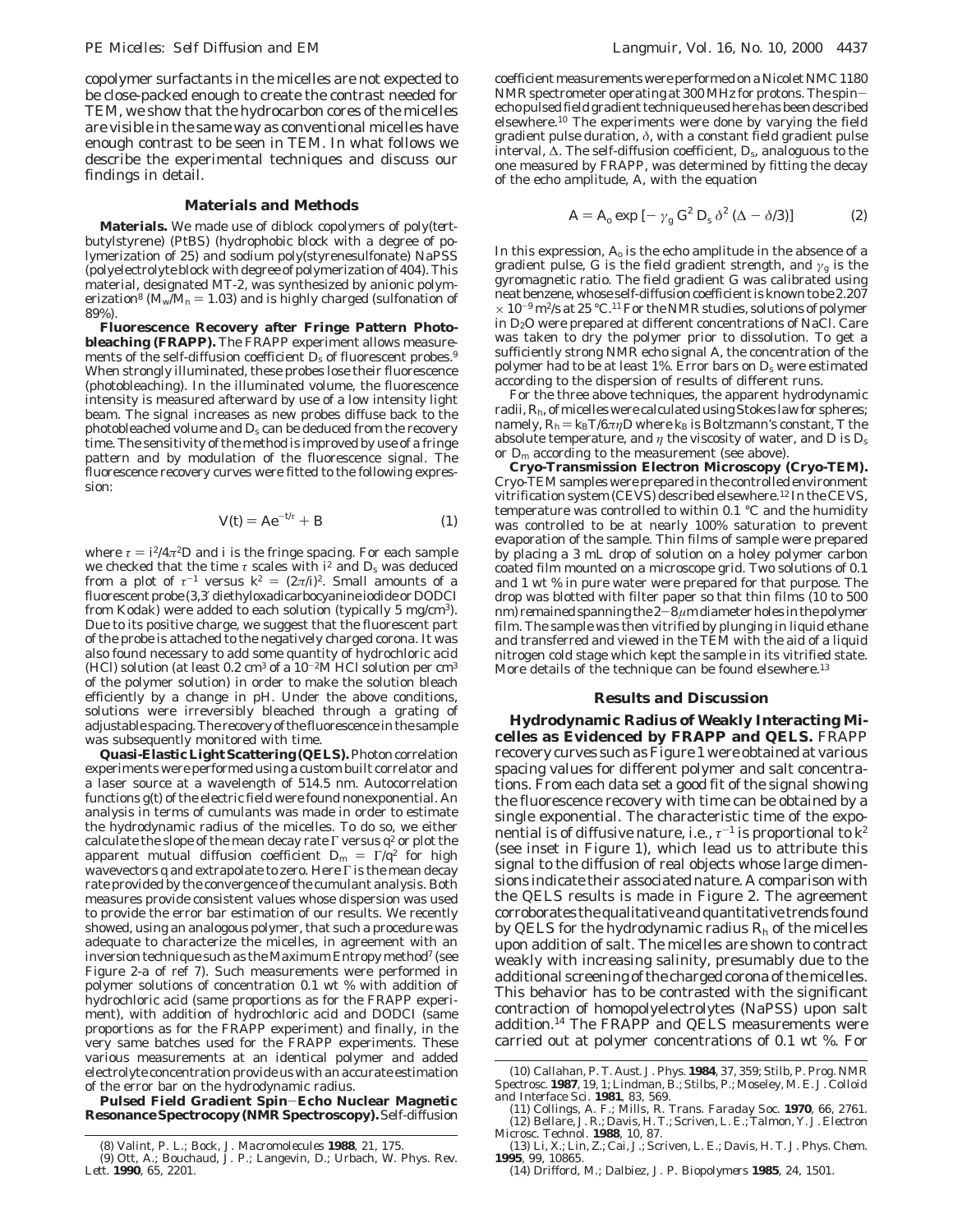copolymer surfactants in the micelles are not expected to be close-packed enough to create the contrast needed for TEM, we show that the hydrocarbon cores of the micelles are visible in the same way as conventional micelles have enough contrast to be seen in TEM. In what follows we describe the experimental techniques and discuss our findings in detail.

## Materials and Methods

**Materials.** We made use of diblock copolymers of poly(*tert*-butylstyrene) (PtBS) (hydrophobic block with a degree of polymerization of 25) and sodium poly(styrenesulfonate) NaPSS (polyelectrolyte block with degree of polymerization of 404). This material, designated MT-2, was synthesized by anionic polymerization[8] ($M_w/M_n = 1.03$) and is highly charged (sulfonation of 89%).

**Fluorescence Recovery after Fringe Pattern Photobleaching (FRAPP).** The FRAPP experiment allows measurements of the self-diffusion coefficient $D_s$ of fluorescent probes.[9] When strongly illuminated, these probes lose their fluorescence (photobleaching). In the illuminated volume, the fluorescence intensity is measured afterward by use of a low intensity light beam. The signal increases as new probes diffuse back to the photobleached volume and $D_s$ can be deduced from the recovery time. The sensitivity of the method is improved by use of a fringe pattern and by modulation of the fluorescence signal. The fluorescence recovery curves were fitted to the following expression:

$$V(t) = Ae^{-t/\tau} + B \tag{1}$$

where $\tau = i^2/4\pi^2D$ and i is the fringe spacing. For each sample we checked that the time $\tau$ scales with $i^2$ and $D_s$ was deduced from a plot of $\tau^{-1}$ versus $k^2 = (2\pi/i)^2$. Small amounts of a fluorescent probe (3,3′ diethyloxadicarbocyanine iodide or DODCI from Kodak) were added to each solution (typically 5 mg/cm$^3$). Due to its positive charge, we suggest that the fluorescent part of the probe is attached to the negatively charged corona. It was also found necessary to add some quantity of hydrochloric acid (HCl) solution (at least 0.2 cm$^3$ of a $10^{-2}$M HCl solution per cm$^3$ of the polymer solution) in order to make the solution bleach efficiently by a change in pH. Under the above conditions, solutions were irreversibly bleached through a grating of adjustable spacing. The recovery of the fluorescence in the sample was subsequently monitored with time.

**Quasi-Elastic Light Scattering (QELS).** Photon correlation experiments were performed using a custom built correlator and a laser source at a wavelength of 514.5 nm. Autocorrelation functions g(t) of the electric field were found nonexponential. An analysis in terms of cumulants was made in order to estimate the hydrodynamic radius of the micelles. To do so, we either calculate the slope of the mean decay rate $\Gamma$ versus $q^2$ or plot the apparent mutual diffusion coefficient $D_m = \Gamma/q^2$ for high wavevectors q and extrapolate to zero. Here $\Gamma$ is the mean decay rate provided by the convergence of the cumulant analysis. Both measures provide consistent values whose dispersion was used to provide the error bar estimation of our results. We recently showed, using an analogous polymer, that such a procedure was adequate to characterize the micelles, in agreement with an inversion technique such as the Maximum Entropy method[7] (see Figure 2-a of ref 7). Such measurements were performed in polymer solutions of concentration 0.1 wt % with addition of hydrochloric acid (same proportions as for the FRAPP experiment), with addition of hydrochloric acid and DODCI (same proportions as for the FRAPP experiment) and finally, in the very same batches used for the FRAPP experiments. These various measurements at an identical polymer and added electrolyte concentration provide us with an accurate estimation of the error bar on the hydrodynamic radius.

**Pulsed Field Gradient Spin–Echo Nuclear Magnetic Resonance Spectroscopy (NMR Spectroscopy).** Self-diffusion coefficient measurements were performed on a Nicolet NMC 1180 NMR spectrometer operating at 300 MHz for protons. The spin–echo pulsed field gradient technique used here has been described elsewhere.[10] The experiments were done by varying the field gradient pulse duration, $\delta$, with a constant field gradient pulse interval, $\Delta$. The self-diffusion coefficient, $D_s$, analoguous to the one measured by FRAPP, was determined by fitting the decay of the echo amplitude, A, with the equation

$$A = A_o \exp[-\gamma_g G^2 D_s \delta^2 (\Delta - \delta/3)] \tag{2}$$

In this expression, $A_o$ is the echo amplitude in the absence of a gradient pulse, G is the field gradient strength, and $\gamma_g$ is the gyromagnetic ratio. The field gradient G was calibrated using neat benzene, whose self-diffusion coefficient is known to be $2.207 \times 10^{-9}$ m$^2$/s at 25 °C.[11] For the NMR studies, solutions of polymer in $D_2O$ were prepared at different concentrations of NaCl. Care was taken to dry the polymer prior to dissolution. To get a sufficiently strong NMR echo signal A, the concentration of the polymer had to be at least 1%. Error bars on $D_s$ were estimated according to the dispersion of results of different runs.

For the three above techniques, the apparent hydrodynamic radii, $R_h$, of micelles were calculated using Stokes law for spheres; namely, $R_h = k_BT/6\pi\eta D$ where $k_B$ is Boltzmann's constant, T the absolute temperature, and $\eta$ the viscosity of water, and D is $D_s$ or $D_m$ according to the measurement (see above).

**Cryo-Transmission Electron Microscopy (Cryo-TEM).** Cryo-TEM samples were prepared in the controlled environment vitrification system (CEVS) described elsewhere.[12] In the CEVS, temperature was controlled to within 0.1 °C and the humidity was controlled to be at nearly 100% saturation to prevent evaporation of the sample. Thin films of sample were prepared by placing a 3 mL drop of solution on a holey polymer carbon coated film mounted on a microscope grid. Two solutions of 0.1 and 1 wt % in pure water were prepared for that purpose. The drop was blotted with filter paper so that thin films (10 to 500 nm) remained spanning the 2–8 $\mu$m diameter holes in the polymer film. The sample was then vitrified by plunging in liquid ethane and transferred and viewed in the TEM with the aid of a liquid nitrogen cold stage which kept the sample in its vitrified state. More details of the technique can be found elsewhere.[13]

## Results and Discussion

**Hydrodynamic Radius of Weakly Interacting Micelles as Evidenced by FRAPP and QELS.** FRAPP recovery curves such as Figure 1 were obtained at various spacing values for different polymer and salt concentrations. From each data set a good fit of the signal showing the fluorescence recovery with time can be obtained by a single exponential. The characteristic time of the exponential is of diffusive nature, i.e., $\tau^{-1}$ is proportional to $k^2$ (see inset in Figure 1), which lead us to attribute this signal to the diffusion of real objects whose large dimensions indicate their associated nature. A comparison with the QELS results is made in Figure 2. The agreement corroborates the qualitative and quantitative trends found by QELS for the hydrodynamic radius $R_h$ of the micelles upon addition of salt. The micelles are shown to contract weakly with increasing salinity, presumably due to the additional screening of the charged corona of the micelles. This behavior has to be contrasted with the significant contraction of homopolyelectrolytes (NaPSS) upon salt addition.[14] The FRAPP and QELS measurements were carried out at polymer concentrations of 0.1 wt %. For

(8) Valint, P. L.; Bock, J. *Macromolecules* **1988**, 21, 175.
(9) Ott, A.; Bouchaud, J. P.; Langevin, D.; Urbach, W. *Phys. Rev. Lett.* **1990**, 65, 2201.
(10) Callahan, P. T. *Aust. J. Phys.* **1984**, 37, 359; Stilb, P. *Prog. NMR Spectrosc.* **1987**, 19, 1; Lindman, B.; Stilbs, P.; Moseley, M. E. *J. Colloid and Interface Sci.* **1981**, 83, 569.
(11) Collings, A. F.; Mills, R. *Trans. Faraday Soc.* **1970**, 66, 2761.
(12) Bellare, J. R.; Davis, H. T.; Scriven, L. E.; Talmon, Y. *J. Electron Microsc. Technol.* **1988**, 10, 87.
(13) Li, X.; Lin, Z.; Cai, J.; Scriven, L. E.; Davis, H. T. *J. Phys. Chem.* **1995**, 99, 10865.
(14) Drifford, M.; Dalbiez, J. P. *Biopolymers* **1985**, 24, 1501.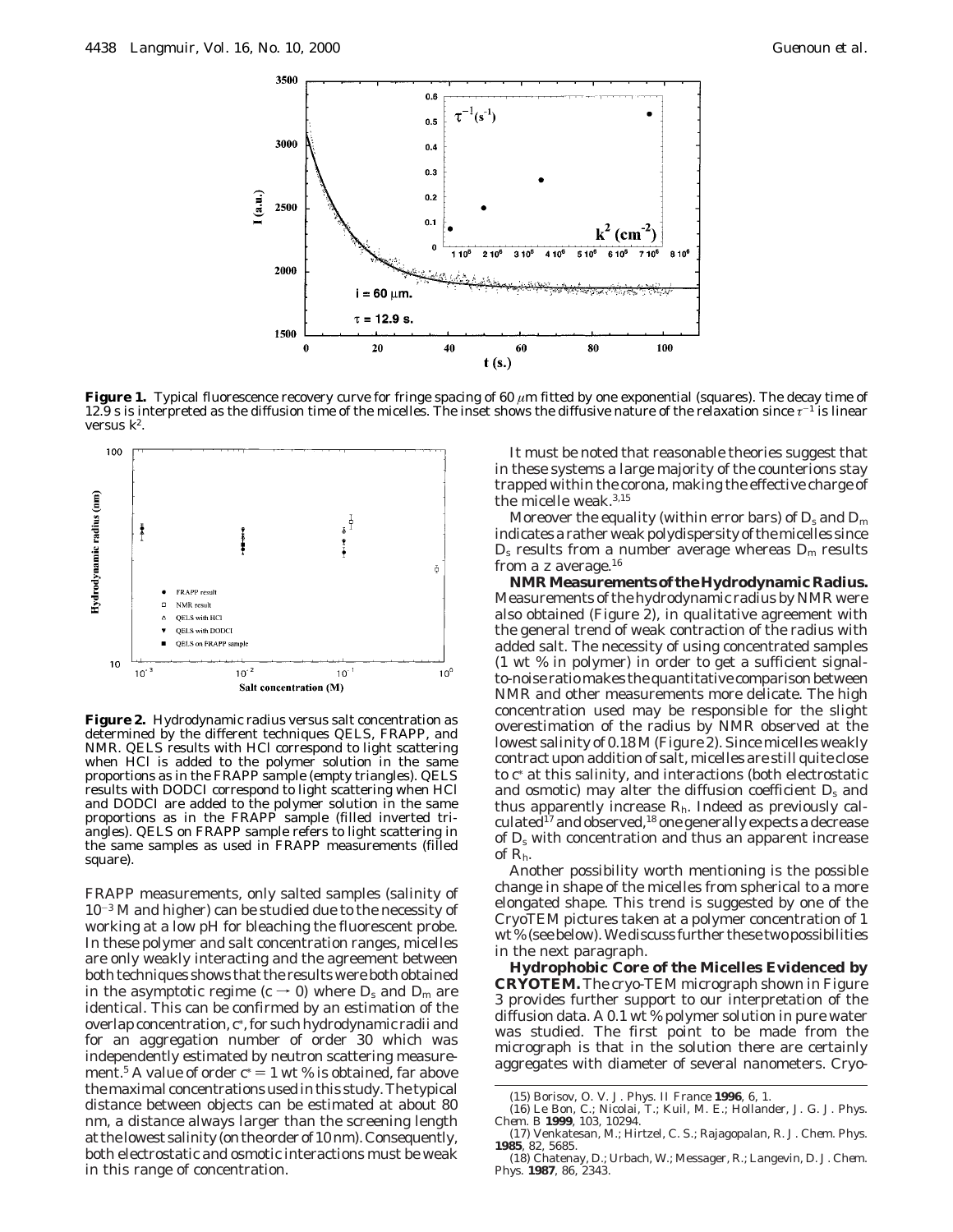3500

3000

2500

2000

1500

I (a.u.)

0 20 40 60 80 100

t (s.)

i = 60 μm.

τ = 12.9 s.

$\tau^{-1}$(s$^{-1}$)

0.6 0.5 0.4 0.3 0.2 0.1 0

$k^2$ (cm$^{-2}$)

1 10$^6$ 2 10$^6$ 3 10$^6$ 4 10$^6$ 5 10$^6$ 6 10$^6$ 7 10$^6$ 8 10$^6$

**Figure 1.** Typical fluorescence recovery curve for fringe spacing of 60 μm fitted by one exponential (squares). The decay time of 12.9 s is interpreted as the diffusion time of the micelles. The inset shows the diffusive nature of the relaxation since $\tau^{-1}$ is linear versus $k^2$.

Hydrodynamic radius (nm)

100

10

$10^{-3}$ $10^{-2}$ $10^{-1}$ $10^{0}$

Salt concentration (M)

FRAPP result

NMR result

QELS with HCl

QELS with DODCI

QELS on FRAPP sample

**Figure 2.** Hydrodynamic radius versus salt concentration as determined by the different techniques QELS, FRAPP, and NMR. QELS results with HCl correspond to light scattering when HCl is added to the polymer solution in the same proportions as in the FRAPP sample (empty triangles). QELS results with DODCI correspond to light scattering when HCl and DODCI are added to the polymer solution in the same proportions as in the FRAPP sample (filled inverted triangles). QELS on FRAPP sample refers to light scattering in the same samples as used in FRAPP measurements (filled square).

FRAPP measurements, only salted samples (salinity of $10^{-3}$ M and higher) can be studied due to the necessity of working at a low pH for bleaching the fluorescent probe. In these polymer and salt concentration ranges, micelles are only weakly interacting and the agreement between both techniques shows that the results were both obtained in the asymptotic regime ($c \to 0$) where $D_s$ and $D_m$ are identical. This can be confirmed by an estimation of the overlap concentration, $c^*$, for such hydrodynamic radii and for an aggregation number of order 30 which was independently estimated by neutron scattering measurement.[5] A value of order $c^* = 1$ wt % is obtained, far above the maximal concentrations used in this study. The typical distance between objects can be estimated at about 80 nm, a distance always larger than the screening length at the lowest salinity (on the order of 10 nm). Consequently, both electrostatic and osmotic interactions must be weak in this range of concentration.

It must be noted that reasonable theories suggest that in these systems a large majority of the counterions stay trapped within the corona, making the effective charge of the micelle weak.[3,15]

Moreover the equality (within error bars) of $D_s$ and $D_m$ indicates a rather weak polydispersity of the micelles since $D_s$ results from a number average whereas $D_m$ results from a z average.[16]

**NMR Measurements of the Hydrodynamic Radius.** Measurements of the hydrodynamic radius by NMR were also obtained (Figure 2), in qualitative agreement with the general trend of weak contraction of the radius with added salt. The necessity of using concentrated samples (1 wt % in polymer) in order to get a sufficient signal-to-noise ratio makes the quantitative comparison between NMR and other measurements more delicate. The high concentration used may be responsible for the slight overestimation of the radius by NMR observed at the lowest salinity of 0.18 M (Figure 2). Since micelles weakly contract upon addition of salt, micelles are still quite close to $c^*$ at this salinity, and interactions (both electrostatic and osmotic) may alter the diffusion coefficient $D_s$ and thus apparently increase $R_h$. Indeed as previously calculated[17] and observed,[18] one generally expects a decrease of $D_s$ with concentration and thus an apparent increase of $R_h$.

Another possibility worth mentioning is the possible change in shape of the micelles from spherical to a more elongated shape. This trend is suggested by one of the CryoTEM pictures taken at a polymer concentration of 1 wt % (see below). We discuss further these two possibilities in the next paragraph.

**Hydrophobic Core of the Micelles Evidenced by CRYOTEM.** The cryo-TEM micrograph shown in Figure 3 provides further support to our interpretation of the diffusion data. A 0.1 wt % polymer solution in pure water was studied. The first point to be made from the micrograph is that in the solution there are certainly aggregates with diameter of several nanometers. Cryo-

(15) Borisov, O. V. *J. Phys. II France* **1996**, *6*, 1.

(16) Le Bon, C.; Nicolai, T.; Kuil, M. E.; Hollander, J. G. *J. Phys. Chem. B* **1999**, *103*, 10294.

(17) Venkatesan, M.; Hirtzel, C. S.; Rajagopalan, R. *J. Chem. Phys.* **1985**, *82*, 5685.

(18) Chatenay, D.; Urbach, W.; Messager, R.; Langevin, D. *J. Chem. Phys.* **1987**, *86*, 2343.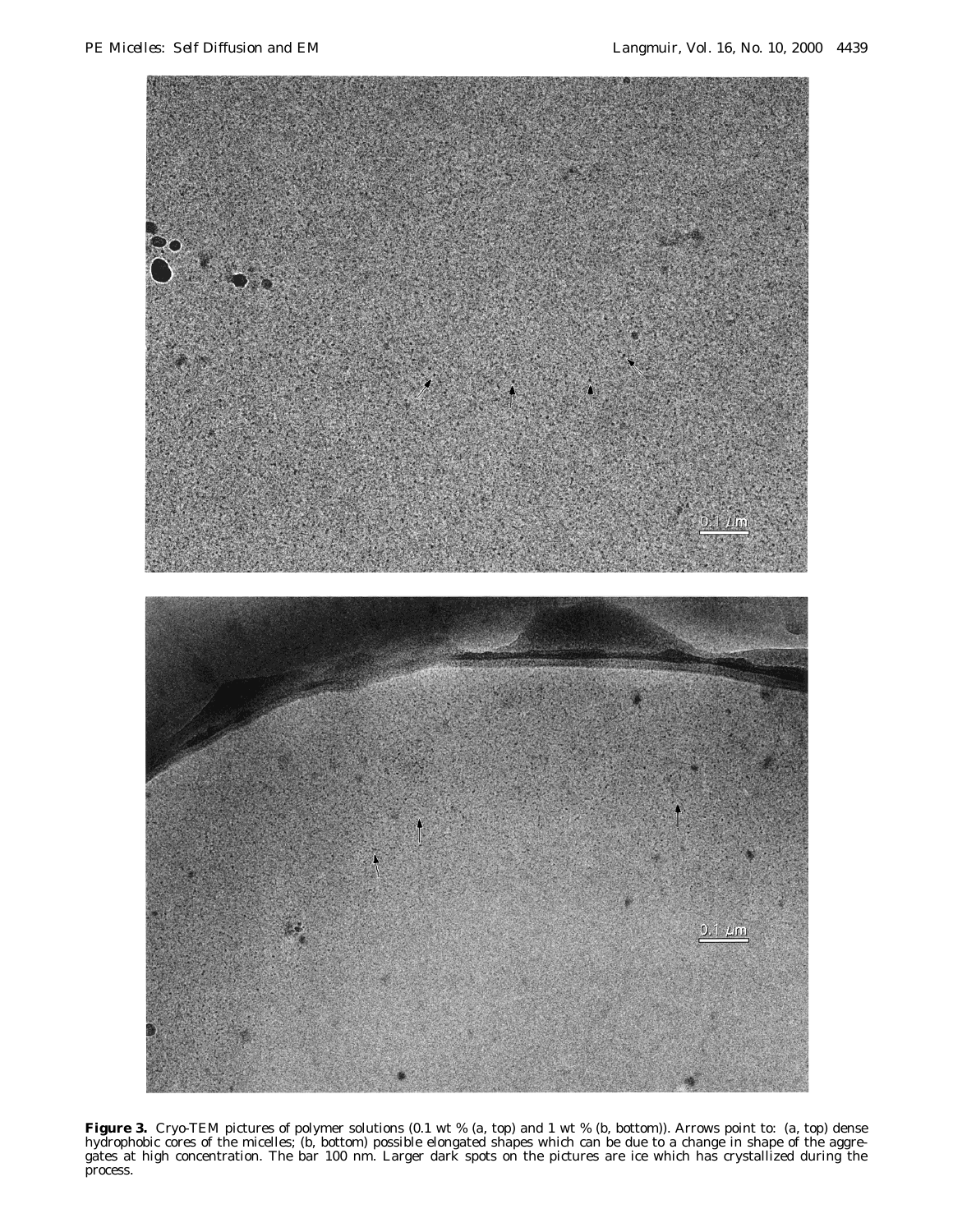0.1 μm

0.1 μm

**Figure 3.** Cryo-TEM pictures of polymer solutions (0.1 wt % (a, top) and 1 wt % (b, bottom)). Arrows point to: (a, top) dense hydrophobic cores of the micelles; (b, bottom) possible elongated shapes which can be due to a change in shape of the aggregates at high concentration. The bar 100 nm. Larger dark spots on the pictures are ice which has crystallized during the process.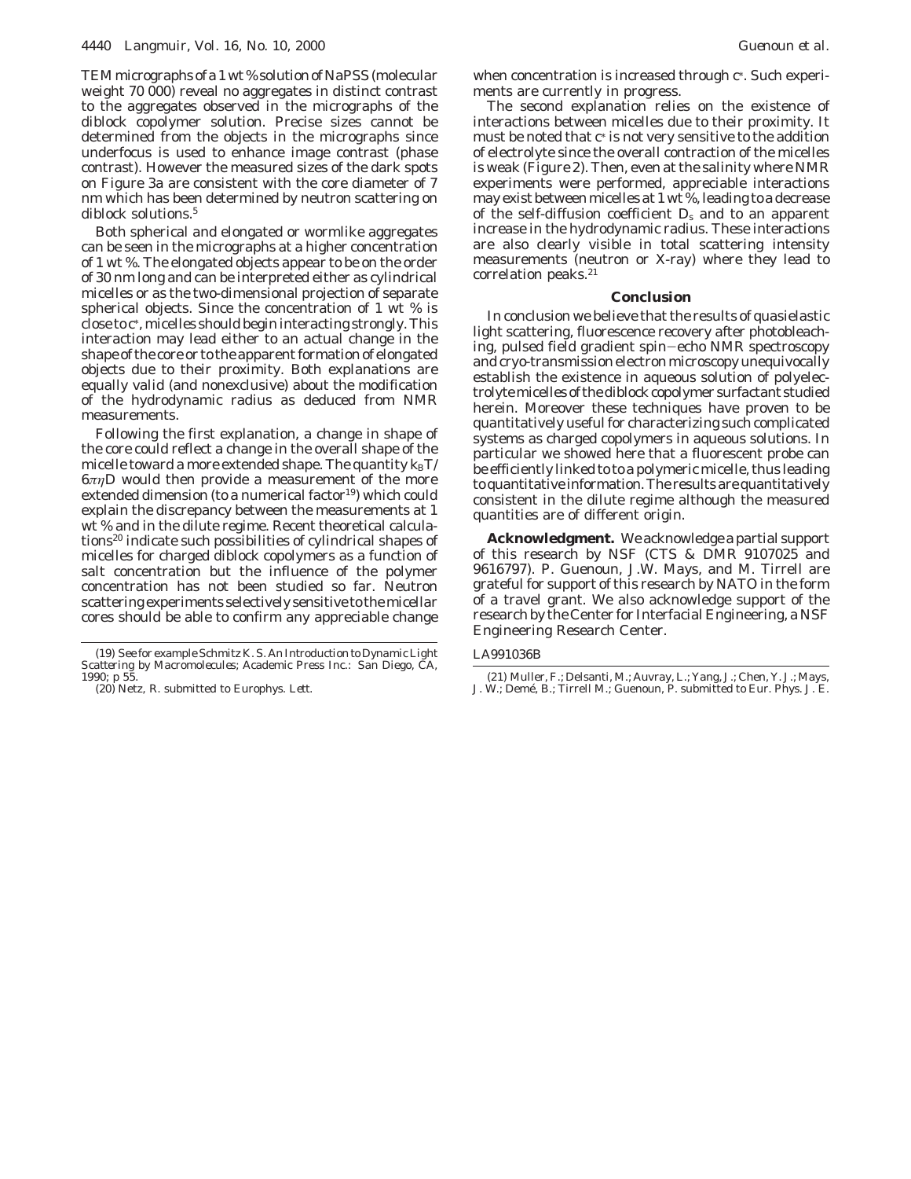TEM micrographs of a 1 wt % solution of NaPSS (molecular weight 70 000) reveal no aggregates in distinct contrast to the aggregates observed in the micrographs of the diblock copolymer solution. Precise sizes cannot be determined from the objects in the micrographs since underfocus is used to enhance image contrast (phase contrast). However the measured sizes of the dark spots on Figure 3a are consistent with the core diameter of 7 nm which has been determined by neutron scattering on diblock solutions.[5]

Both spherical and elongated or wormlike aggregates can be seen in the micrographs at a higher concentration of 1 wt %. The elongated objects appear to be on the order of 30 nm long and can be interpreted either as cylindrical micelles or as the two-dimensional projection of separate spherical objects. Since the concentration of 1 wt % is close to $c^*$, micelles should begin interacting strongly. This interaction may lead either to an actual change in the shape of the core or to the apparent formation of elongated objects due to their proximity. Both explanations are equally valid (and nonexclusive) about the modification of the hydrodynamic radius as deduced from NMR measurements.

Following the first explanation, a change in shape of the core could reflect a change in the overall shape of the micelle toward a more extended shape. The quantity $k_BT/6\pi\eta D$ would then provide a measurement of the more extended dimension (to a numerical factor[19]) which could explain the discrepancy between the measurements at 1 wt % and in the dilute regime. Recent theoretical calculations[20] indicate such possibilities of cylindrical shapes of micelles for charged diblock copolymers as a function of salt concentration but the influence of the polymer concentration has not been studied so far. Neutron scattering experiments selectively sensitive to the micellar cores should be able to confirm any appreciable change when concentration is increased through $c^*$. Such experiments are currently in progress.

The second explanation relies on the existence of interactions between micelles due to their proximity. It must be noted that $c^*$ is not very sensitive to the addition of electrolyte since the overall contraction of the micelles is weak (Figure 2). Then, even at the salinity where NMR experiments were performed, appreciable interactions may exist between micelles at 1 wt %, leading to a decrease of the self-diffusion coefficient $D_s$ and to an apparent increase in the hydrodynamic radius. These interactions are also clearly visible in total scattering intensity measurements (neutron or X-ray) where they lead to correlation peaks.[21]

## Conclusion

In conclusion we believe that the results of quasielastic light scattering, fluorescence recovery after photobleaching, pulsed field gradient spin–echo NMR spectroscopy and cryo-transmission electron microscopy unequivocally establish the existence in aqueous solution of polyelectrolyte micelles of the diblock copolymer surfactant studied herein. Moreover these techniques have proven to be quantitatively useful for characterizing such complicated systems as charged copolymers in aqueous solutions. In particular we showed here that a fluorescent probe can be efficiently linked to to a polymeric micelle, thus leading to quantitative information. The results are quantitatively consistent in the dilute regime although the measured quantities are of different origin.

**Acknowledgment.** We acknowledge a partial support of this research by NSF (CTS & DMR 9107025 and 9616797). P. Guenoun, J.W. Mays, and M. Tirrell are grateful for support of this research by NATO in the form of a travel grant. We also acknowledge support of the research by the Center for Interfacial Engineering, a NSF Engineering Research Center.

LA991036B

(19) See for example Schmitz K. S. *An Introduction to Dynamic Light Scattering by Macromolecules*; Academic Press Inc.: San Diego, CA, 1990; p 55.

(20) Netz, R. submitted to *Europhys. Lett.*

(21) Muller, F.; Delsanti, M.; Auvray, L.; Yang, J.; Chen, Y. J.; Mays, J. W.; Demé, B.; Tirrell M.; Guenoun, P. submitted to *Eur. Phys. J. E.*